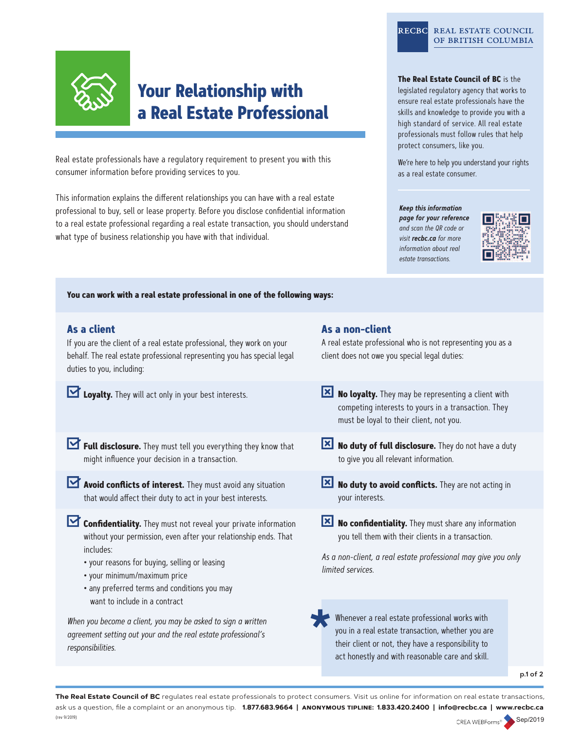# Your Relationship with a Real Estate Professional

Real estate professionals have a regulatory requirement to present you with this consumer information before providing services to you.

This information explains the different relationships you can have with a real estate professional to buy, sell or lease property. Before you disclose confidential information to a real estate professional regarding a real estate transaction, you should understand what type of business relationship you have with that individual.

RECBC REAL ESTATE COUNCIL OF BRITISH COLUMBIA

**The Real Estate Council of BC** is the legislated regulatory agency that works to ensure real estate professionals have the skills and knowledge to provide you with a high standard of service. All real estate professionals must follow rules that help protect consumers, like you.

We're here to help you understand your rights as a real estate consumer.

***Keep this information page for your reference*** *and scan the QR code or visit* ***recbc.ca*** *for more information about real estate transactions.*

**You can work with a real estate professional in one of the following ways:**

## As a client

If you are the client of a real estate professional, they work on your behalf. The real estate professional representing you has special legal duties to you, including:

- **Loyalty.** They will act only in your best interests.
- **Full disclosure.** They must tell you everything they know that might influence your decision in a transaction.
- **Avoid conflicts of interest.** They must avoid any situation that would affect their duty to act in your best interests.
- **Confidentiality.** They must not reveal your private information without your permission, even after your relationship ends. That includes:
  - your reasons for buying, selling or leasing
  - your minimum/maximum price
  - any preferred terms and conditions you may want to include in a contract

*When you become a client, you may be asked to sign a written agreement setting out your and the real estate professional's responsibilities.*

## As a non-client

A real estate professional who is not representing you as a client does not owe you special legal duties:

- **No loyalty.** They may be representing a client with competing interests to yours in a transaction. They must be loyal to their client, not you.
- **No duty of full disclosure.** They do not have a duty to give you all relevant information.
- **No duty to avoid conflicts.** They are not acting in your interests.
- **No confidentiality.** They must share any information you tell them with their clients in a transaction.

*As a non-client, a real estate professional may give you only limited services.*

\* Whenever a real estate professional works with you in a real estate transaction, whether you are their client or not, they have a responsibility to act honestly and with reasonable care and skill.

**The Real Estate Council of BC** regulates real estate professionals to protect consumers. Visit us online for information on real estate transactions, ask us a question, file a complaint or an anonymous tip. **1.877.683.9664 | ANONYMOUS TIPLINE: 1.833.420.2400 | info@recbc.ca | www.recbc.ca**

(rev 9/2019)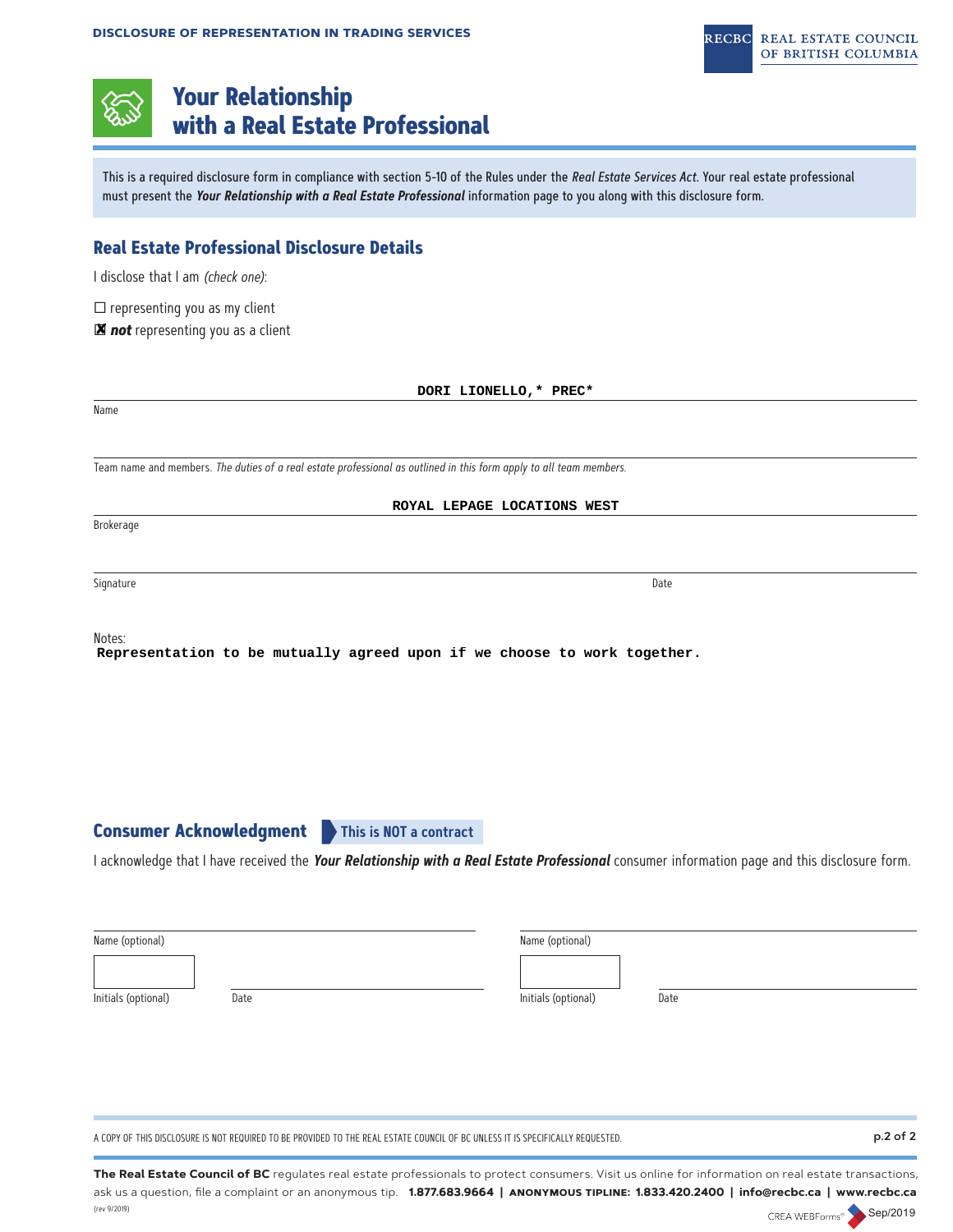DISCLOSURE OF REPRESENTATION IN TRADING SERVICES

RECBC REAL ESTATE COUNCIL OF BRITISH COLUMBIA

# Your Relationship with a Real Estate Professional

This is a required disclosure form in compliance with section 5-10 of the Rules under the *Real Estate Services Act*. Your real estate professional must present the ***Your Relationship with a Real Estate Professional*** information page to you along with this disclosure form.

## Real Estate Professional Disclosure Details

I disclose that I am *(check one)*:

☐ representing you as my client

☒ ***not*** representing you as a client

DORI LIONELLO,* PREC*

Name

Team name and members. *The duties of a real estate professional as outlined in this form apply to all team members.*

ROYAL LEPAGE LOCATIONS WEST

Brokerage

Signature

Date

Notes:

**Representation to be mutually agreed upon if we choose to work together.**

## Consumer Acknowledgment

This is NOT a contract

I acknowledge that I have received the ***Your Relationship with a Real Estate Professional*** consumer information page and this disclosure form.

Name (optional)

Initials (optional)

Date

Name (optional)

Initials (optional)

Date

A COPY OF THIS DISCLOSURE IS NOT REQUIRED TO BE PROVIDED TO THE REAL ESTATE COUNCIL OF BC UNLESS IT IS SPECIFICALLY REQUESTED.

**The Real Estate Council of BC** regulates real estate professionals to protect consumers. Visit us online for information on real estate transactions, ask us a question, file a complaint or an anonymous tip. **1.877.683.9664 | ANONYMOUS TIPLINE: 1.833.420.2400 | info@recbc.ca | www.recbc.ca**

(rev 9/2019)

CREA WEBForms® Sep/2019